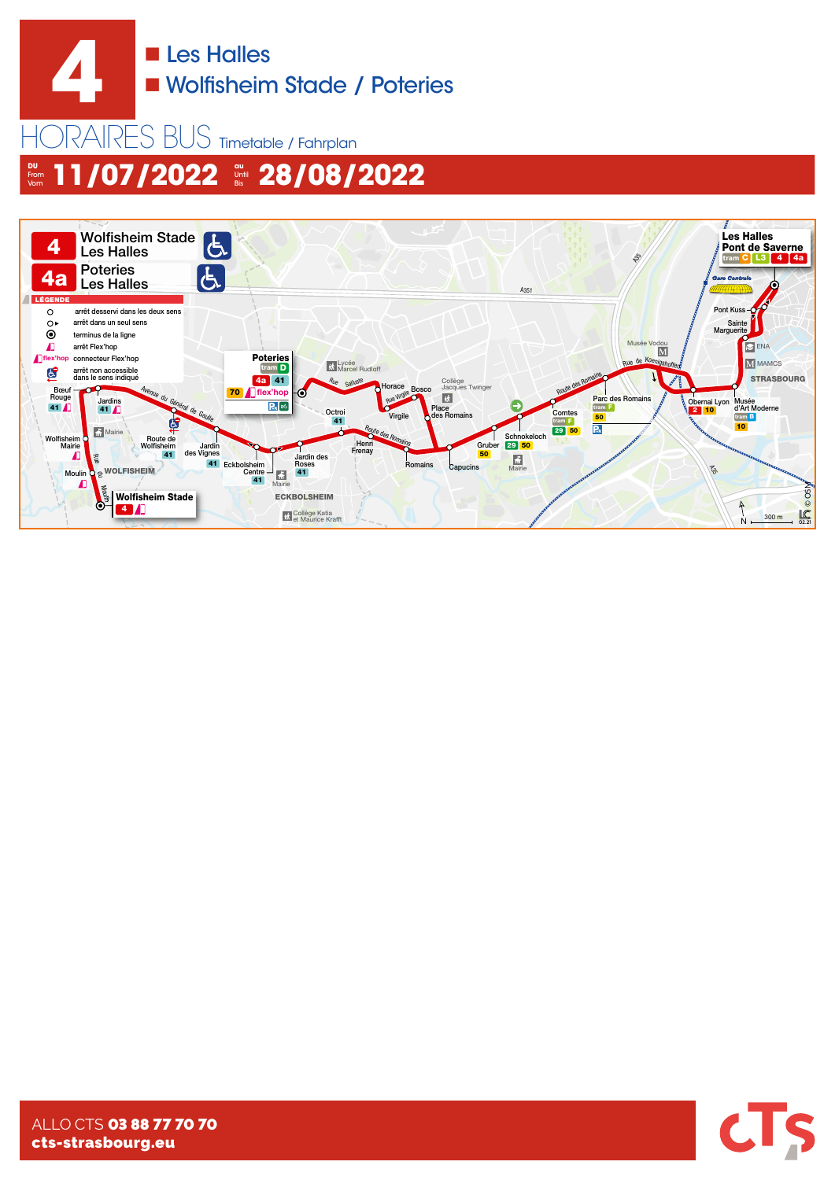# 4

- Les Halles
- Wolfisheim Stade / Poteries

## HORAIRES BUS Timetable / Fahrplan

**DU** From Vom **11/07/2022** **au** Until Bis **28/08/2022**

**4** Wolfisheim Stade – Les Halles

**4a** Poteries – Les Halles

**LÉGENDE**

- arrêt desservi dans les deux sens
- arrêt dans un seul sens
- terminus de la ligne
- arrêt Flex'hop
- flex'hop connecteur Flex'hop
- arrêt non accessible dans le sens indiqué

Wolfisheim Stade – Moulin – Wolfisheim Mairie – Bœuf Rouge – Jardins – Route de Wolfisheim – Jardin des Vignes – Eckbolsheim Centre – Jardin des Roses – Octroi – Henri Frenay – Romains – Capucins – Gruber – Schnokeloch – Comtes – Parc des Romains – Obernai Lyon – Musée d'Art Moderne – Sainte Marguerite – Pont Kuss – Les Halles Pont de Saverne

Poteries – Horace – Virgile – Bosco – Place des Romains

**ALLO CTS 03 88 77 70 70**

**cts-strasbourg.eu**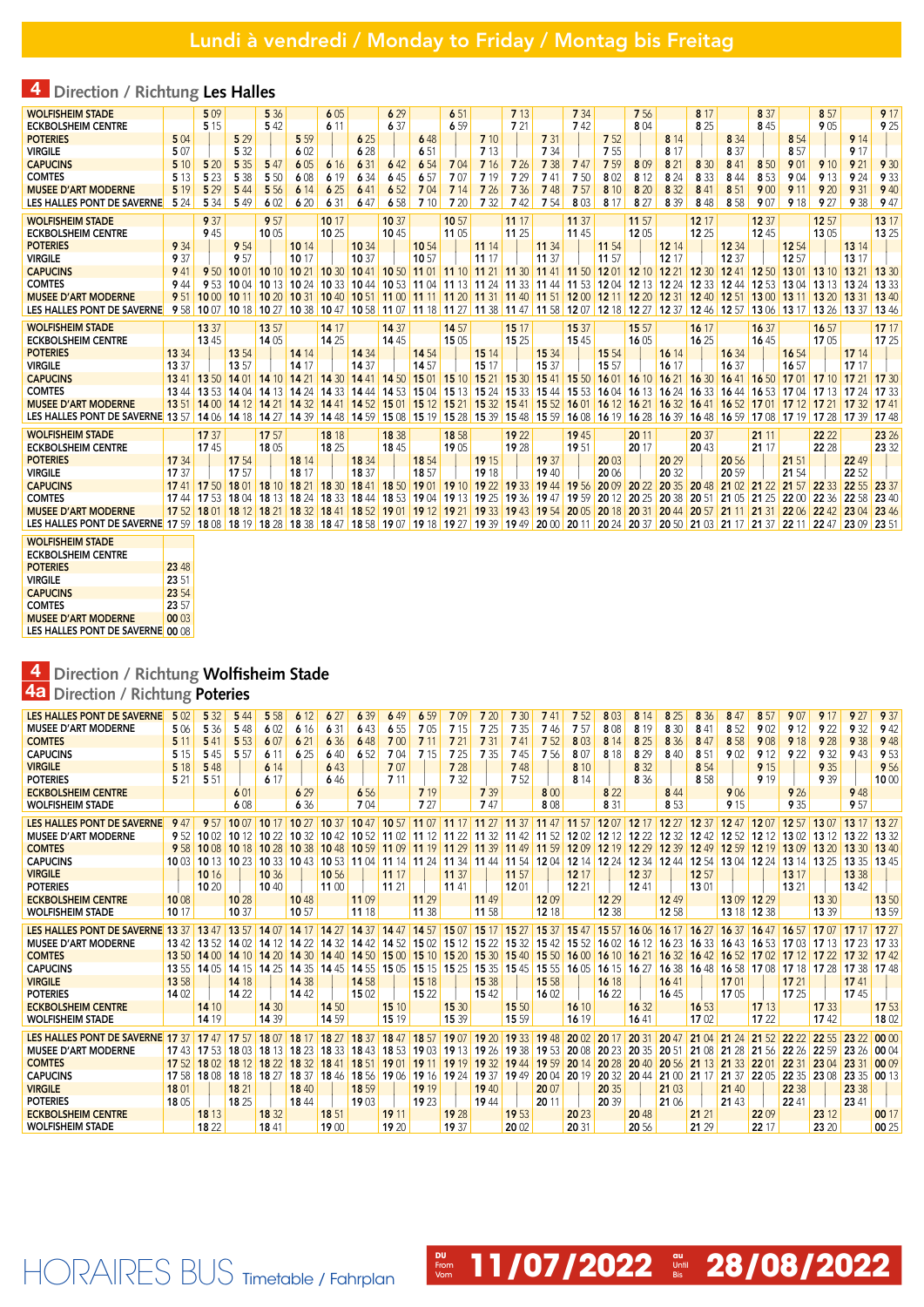# Lundi à vendredi / Monday to Friday / Montag bis Freitag

## 4 Direction / Richtung **Les Halles**

| | | | | | | | | | | | | | | | | | | | | | | | | |
|---|---|---|---|---|---|---|---|---|---|---|---|---|---|---|---|---|---|---|---|---|---|---|---|---|
| WOLFISHEIM STADE | | 5 09 | | 5 36 | | 6 05 | | 6 29 | | 6 51 | | 7 13 | | 7 34 | | 7 56 | | 8 17 | | 8 37 | | 8 57 | | 9 17 |
| ECKBOLSHEIM CENTRE | | 5 15 | | 5 42 | | 6 11 | | 6 37 | | 6 59 | | 7 21 | | 7 42 | | 8 04 | | 8 25 | | 8 45 | | 9 05 | | 9 25 |
| POTERIES | 5 04 | | 5 29 | | 5 59 | | 6 25 | | 6 48 | | 7 10 | | 7 31 | | 7 52 | | 8 14 | | 8 34 | | 8 54 | | 9 14 | |
| VIRGILE | 5 07 | | 5 32 | | 6 02 | | 6 28 | | 6 51 | | 7 13 | | 7 34 | | 7 55 | | 8 17 | | 8 37 | | 8 57 | | 9 17 | |
| CAPUCINS | 5 10 | 5 20 | 5 35 | 5 47 | 6 05 | 6 16 | 6 31 | 6 42 | 6 54 | 7 04 | 7 16 | 7 26 | 7 38 | 7 47 | 7 59 | 8 09 | 8 21 | 8 30 | 8 41 | 8 50 | 9 01 | 9 10 | 9 21 | 9 30 |
| COMTES | 5 13 | 5 23 | 5 38 | 5 50 | 6 08 | 6 19 | 6 34 | 6 45 | 6 57 | 7 07 | 7 19 | 7 29 | 7 41 | 7 50 | 8 02 | 8 12 | 8 24 | 8 33 | 8 44 | 8 53 | 9 04 | 9 13 | 9 24 | 9 33 |
| MUSEE D'ART MODERNE | 5 19 | 5 29 | 5 44 | 5 56 | 6 14 | 6 25 | 6 41 | 6 52 | 7 04 | 7 14 | 7 26 | 7 36 | 7 48 | 7 57 | 8 10 | 8 20 | 8 32 | 8 41 | 8 51 | 9 00 | 9 11 | 9 20 | 9 31 | 9 40 |
| LES HALLES PONT DE SAVERNE | 5 24 | 5 34 | 5 49 | 6 02 | 6 20 | 6 31 | 6 47 | 6 58 | 7 10 | 7 20 | 7 32 | 7 42 | 7 54 | 8 03 | 8 17 | 8 27 | 8 39 | 8 48 | 8 58 | 9 07 | 9 18 | 9 27 | 9 38 | 9 47 |
| WOLFISHEIM STADE | | 9 37 | | 9 57 | | 10 17 | | 10 37 | | 10 57 | | 11 17 | | 11 37 | | 11 57 | | 12 17 | | 12 37 | | 12 57 | | 13 17 |
| ECKBOLSHEIM CENTRE | | 9 45 | | 10 05 | | 10 25 | | 10 45 | | 11 05 | | 11 25 | | 11 45 | | 12 05 | | 12 25 | | 12 45 | | 13 05 | | 13 25 |
| POTERIES | 9 34 | | 9 54 | | 10 14 | | 10 34 | | 10 54 | | 11 14 | | 11 34 | | 11 54 | | 12 14 | | 12 34 | | 12 54 | | 13 14 | |
| VIRGILE | 9 37 | | 9 57 | | 10 17 | | 10 37 | | 10 57 | | 11 17 | | 11 37 | | 11 57 | | 12 17 | | 12 37 | | 12 57 | | 13 17 | |
| CAPUCINS | 9 41 | 9 50 | 10 01 | 10 10 | 10 21 | 10 30 | 10 41 | 10 50 | 11 01 | 11 10 | 11 21 | 11 30 | 11 41 | 11 50 | 12 01 | 12 10 | 12 21 | 12 30 | 12 41 | 12 50 | 13 01 | 13 10 | 13 21 | 13 30 |
| COMTES | 9 44 | 9 53 | 10 04 | 10 13 | 10 24 | 10 33 | 10 44 | 10 53 | 11 04 | 11 13 | 11 24 | 11 33 | 11 44 | 11 53 | 12 04 | 12 13 | 12 24 | 12 33 | 12 44 | 12 53 | 13 04 | 13 13 | 13 24 | 13 33 |
| MUSEE D'ART MODERNE | 9 51 | 10 00 | 10 11 | 10 20 | 10 31 | 10 40 | 10 51 | 11 00 | 11 11 | 11 20 | 11 31 | 11 40 | 11 51 | 12 00 | 12 11 | 12 20 | 12 31 | 12 40 | 12 51 | 13 00 | 13 11 | 13 20 | 13 31 | 13 40 |
| LES HALLES PONT DE SAVERNE | 9 58 | 10 07 | 10 18 | 10 27 | 10 38 | 10 47 | 10 58 | 11 07 | 11 18 | 11 27 | 11 38 | 11 47 | 11 58 | 12 07 | 12 18 | 12 27 | 12 37 | 12 46 | 12 57 | 13 06 | 13 17 | 13 26 | 13 37 | 13 46 |
| WOLFISHEIM STADE | | 13 37 | | 13 57 | | 14 17 | | 14 37 | | 14 57 | | 15 17 | | 15 37 | | 15 57 | | 16 17 | | 16 37 | | 16 57 | | 17 17 |
| ECKBOLSHEIM CENTRE | | 13 45 | | 14 05 | | 14 25 | | 14 45 | | 15 05 | | 15 25 | | 15 45 | | 16 05 | | 16 25 | | 16 45 | | 17 05 | | 17 25 |
| POTERIES | 13 34 | | 13 54 | | 14 14 | | 14 34 | | 14 54 | | 15 14 | | 15 34 | | 15 54 | | 16 14 | | 16 34 | | 16 54 | | 17 14 | |
| VIRGILE | 13 37 | | 13 57 | | 14 17 | | 14 37 | | 14 57 | | 15 17 | | 15 37 | | 15 57 | | 16 17 | | 16 37 | | 16 57 | | 17 17 | |
| CAPUCINS | 13 41 | 13 50 | 14 01 | 14 10 | 14 21 | 14 30 | 14 41 | 14 50 | 15 01 | 15 10 | 15 21 | 15 30 | 15 41 | 15 50 | 16 01 | 16 10 | 16 21 | 16 30 | 16 41 | 16 50 | 17 01 | 17 10 | 17 21 | 17 30 |
| COMTES | 13 44 | 13 53 | 14 04 | 14 13 | 14 24 | 14 33 | 14 44 | 14 53 | 15 04 | 15 13 | 15 24 | 15 33 | 15 44 | 15 53 | 16 04 | 16 13 | 16 24 | 16 33 | 16 44 | 16 53 | 17 04 | 17 13 | 17 24 | 17 33 |
| MUSEE D'ART MODERNE | 13 51 | 14 00 | 14 12 | 14 21 | 14 32 | 14 41 | 14 52 | 15 01 | 15 12 | 15 21 | 15 32 | 15 41 | 15 52 | 16 01 | 16 12 | 16 21 | 16 32 | 16 41 | 16 52 | 17 01 | 17 12 | 17 21 | 17 32 | 17 41 |
| LES HALLES PONT DE SAVERNE | 13 57 | 14 06 | 14 18 | 14 27 | 14 39 | 14 48 | 14 59 | 15 08 | 15 19 | 15 28 | 15 39 | 15 48 | 15 59 | 16 08 | 16 19 | 16 28 | 16 39 | 16 48 | 16 59 | 17 08 | 17 19 | 17 28 | 17 39 | 17 48 |
| WOLFISHEIM STADE | | 17 37 | | 17 57 | | 18 18 | | 18 38 | | 18 58 | | 19 22 | | 19 45 | | 20 11 | | 20 37 | | 21 11 | | 22 22 | | 23 26 |
| ECKBOLSHEIM CENTRE | | 17 45 | | 18 05 | | 18 25 | | 18 45 | | 19 05 | | 19 28 | | 19 51 | | 20 17 | | 20 43 | | 21 17 | | 22 28 | | 23 32 |
| POTERIES | 17 34 | | 17 54 | | 18 14 | | 18 34 | | 18 54 | | 19 15 | | 19 37 | | 20 03 | | 20 29 | | 20 56 | | 21 51 | | 22 49 | |
| VIRGILE | 17 37 | | 17 57 | | 18 17 | | 18 37 | | 18 57 | | 19 18 | | 19 40 | | 20 06 | | 20 32 | | 20 59 | | 21 54 | | 22 52 | |
| CAPUCINS | 17 41 | 17 50 | 18 01 | 18 10 | 18 21 | 18 30 | 18 41 | 18 50 | 19 01 | 19 10 | 19 22 | 19 33 | 19 44 | 19 56 | 20 09 | 20 22 | 20 35 | 20 48 | 21 02 | 21 22 | 21 57 | 22 33 | 22 55 | 23 37 |
| COMTES | 17 44 | 17 53 | 18 04 | 18 13 | 18 24 | 18 33 | 18 44 | 18 53 | 19 04 | 19 13 | 19 25 | 19 36 | 19 47 | 19 59 | 20 12 | 20 25 | 20 38 | 20 51 | 21 05 | 21 25 | 22 00 | 22 36 | 22 58 | 23 40 |
| MUSEE D'ART MODERNE | 17 52 | 18 01 | 18 12 | 18 21 | 18 32 | 18 41 | 18 52 | 19 01 | 19 12 | 19 21 | 19 33 | 19 43 | 19 54 | 20 05 | 20 18 | 20 31 | 20 44 | 20 57 | 21 11 | 21 31 | 22 06 | 22 41 | 23 04 | 23 46 |
| LES HALLES PONT DE SAVERNE | 17 59 | 18 08 | 18 19 | 18 28 | 18 38 | 18 47 | 18 58 | 19 07 | 19 18 | 19 27 | 19 39 | 19 49 | 20 00 | 20 11 | 20 24 | 20 37 | 20 50 | 21 03 | 21 17 | 21 37 | 22 11 | 22 47 | 23 09 | 23 51 |
| WOLFISHEIM STADE | | | | | | | | | | | | | | | | | | | | | | | | |
| ECKBOLSHEIM CENTRE | | | | | | | | | | | | | | | | | | | | | | | | |
| POTERIES | 23 48 | | | | | | | | | | | | | | | | | | | | | | | |
| VIRGILE | 23 51 | | | | | | | | | | | | | | | | | | | | | | | |
| CAPUCINS | 23 54 | | | | | | | | | | | | | | | | | | | | | | | |
| COMTES | 23 57 | | | | | | | | | | | | | | | | | | | | | | | |
| MUSEE D'ART MODERNE | 00 03 | | | | | | | | | | | | | | | | | | | | | | | |
| LES HALLES PONT DE SAVERNE | 00 08 | | | | | | | | | | | | | | | | | | | | | | | |

## 4 Direction / Richtung **Wolfisheim Stade**
## 4a Direction / Richtung **Poteries**

| | | | | | | | | | | | | | | | | | | | | | | | | |
|---|---|---|---|---|---|---|---|---|---|---|---|---|---|---|---|---|---|---|---|---|---|---|---|---|
| LES HALLES PONT DE SAVERNE | 5 02 | 5 32 | 5 44 | 5 58 | 6 12 | 6 27 | 6 39 | 6 49 | 6 59 | 7 09 | 7 20 | 7 30 | 7 41 | 7 52 | 8 03 | 8 14 | 8 25 | 8 36 | 8 47 | 8 57 | 9 07 | 9 17 | 9 27 | 9 37 |
| MUSEE D'ART MODERNE | 5 06 | 5 36 | 5 48 | 6 02 | 6 16 | 6 31 | 6 43 | 6 55 | 7 05 | 7 15 | 7 25 | 7 35 | 7 46 | 7 57 | 8 08 | 8 19 | 8 30 | 8 41 | 8 52 | 9 02 | 9 12 | 9 22 | 9 32 | 9 42 |
| COMTES | 5 11 | 5 41 | 5 53 | 6 07 | 6 21 | 6 36 | 6 48 | 7 00 | 7 11 | 7 21 | 7 31 | 7 41 | 7 52 | 8 03 | 8 14 | 8 25 | 8 36 | 8 47 | 8 58 | 9 08 | 9 18 | 9 28 | 9 38 | 9 48 |
| CAPUCINS | 5 15 | 5 45 | 5 57 | 6 11 | 6 25 | 6 40 | 6 52 | 7 04 | 7 15 | 7 25 | 7 35 | 7 45 | 7 56 | 8 07 | 8 18 | 8 29 | 8 40 | 8 51 | 9 02 | 9 12 | 9 22 | 9 32 | 9 43 | 9 53 |
| VIRGILE | 5 18 | 5 48 | | 6 14 | | 6 43 | | 7 07 | | 7 28 | | 7 48 | | 8 10 | | 8 32 | | 8 54 | | 9 15 | | 9 35 | | 9 56 |
| POTERIES | 5 21 | 5 51 | | 6 17 | | 6 46 | | 7 11 | | 7 32 | | 7 52 | | 8 14 | | 8 36 | | 8 58 | | 9 19 | | 9 39 | | 10 00 |
| ECKBOLSHEIM CENTRE | | | 6 01 | | 6 29 | | 6 56 | | 7 19 | | 7 39 | | 8 00 | | 8 22 | | 8 44 | | 9 06 | | 9 26 | | 9 48 | |
| WOLFISHEIM STADE | | | 6 08 | | 6 36 | | 7 04 | | 7 27 | | 7 47 | | 8 08 | | 8 31 | | 8 53 | | 9 15 | | 9 35 | | 9 57 | |
| LES HALLES PONT DE SAVERNE | 9 47 | 9 57 | 10 07 | 10 17 | 10 27 | 10 37 | 10 47 | 10 57 | 11 07 | 11 17 | 11 27 | 11 37 | 11 47 | 11 57 | 12 07 | 12 17 | 12 27 | 12 37 | 12 47 | 12 07 | 12 57 | 13 07 | 13 17 | 13 27 |
| MUSEE D'ART MODERNE | 9 52 | 10 02 | 10 12 | 10 22 | 10 32 | 10 42 | 10 52 | 11 02 | 11 12 | 11 22 | 11 32 | 11 42 | 11 52 | 12 02 | 12 12 | 12 22 | 12 32 | 12 42 | 12 52 | 12 12 | 13 02 | 13 12 | 13 22 | 13 32 |
| COMTES | 9 58 | 10 08 | 10 18 | 10 28 | 10 38 | 10 48 | 10 59 | 11 09 | 11 19 | 11 29 | 11 39 | 11 49 | 11 59 | 12 09 | 12 19 | 12 29 | 12 39 | 12 49 | 12 59 | 12 19 | 13 09 | 13 20 | 13 30 | 13 40 |
| CAPUCINS | 10 03 | 10 13 | 10 23 | 10 33 | 10 43 | 10 53 | 11 04 | 11 14 | 11 24 | 11 34 | 11 44 | 11 54 | 12 04 | 12 14 | 12 24 | 12 34 | 12 44 | 12 54 | 13 04 | 12 24 | 13 14 | 13 25 | 13 35 | 13 45 |
| VIRGILE | | 10 16 | | 10 36 | | 10 56 | | 11 17 | | 11 37 | | 11 57 | | 12 17 | | 12 37 | | 12 57 | | | 13 17 | | 13 38 | |
| POTERIES | | 10 20 | | 10 40 | | 11 00 | | 11 21 | | 11 41 | | 12 01 | | 12 21 | | 12 41 | | 13 01 | | | 13 21 | | 13 42 | |
| ECKBOLSHEIM CENTRE | 10 08 | | 10 28 | | 10 48 | | 11 09 | | 11 29 | | 11 49 | | 12 09 | | 12 29 | | 12 49 | | 13 09 | 12 29 | | 13 30 | | 13 50 |
| WOLFISHEIM STADE | 10 17 | | 10 37 | | 10 57 | | 11 18 | | 11 38 | | 11 58 | | 12 18 | | 12 38 | | 12 58 | | 13 18 | 12 38 | | 13 39 | | 13 59 |
| LES HALLES PONT DE SAVERNE | 13 37 | 13 47 | 13 57 | 14 07 | 14 17 | 14 27 | 14 37 | 14 47 | 14 57 | 15 07 | 15 17 | 15 27 | 15 37 | 15 47 | 15 57 | 16 06 | 16 17 | 16 27 | 16 37 | 16 47 | 16 57 | 17 07 | 17 17 | 17 27 |
| MUSEE D'ART MODERNE | 13 42 | 13 52 | 14 02 | 14 12 | 14 22 | 14 32 | 14 42 | 14 52 | 15 02 | 15 12 | 15 22 | 15 32 | 15 42 | 15 52 | 16 02 | 16 12 | 16 23 | 16 33 | 16 43 | 16 53 | 17 03 | 17 13 | 17 23 | 17 33 |
| COMTES | 13 50 | 14 00 | 14 10 | 14 20 | 14 30 | 14 40 | 14 50 | 15 00 | 15 10 | 15 20 | 15 30 | 15 40 | 15 50 | 16 00 | 16 10 | 16 21 | 16 32 | 16 42 | 16 52 | 17 02 | 17 12 | 17 22 | 17 32 | 17 42 |
| CAPUCINS | 13 55 | 14 05 | 14 15 | 14 25 | 14 35 | 14 45 | 14 55 | 15 05 | 15 15 | 15 25 | 15 35 | 15 45 | 15 55 | 16 05 | 16 15 | 16 27 | 16 38 | 16 48 | 16 58 | 17 08 | 17 18 | 17 28 | 17 38 | 17 48 |
| VIRGILE | 13 58 | | 14 18 | | 14 38 | | 14 58 | | 15 18 | | 15 38 | | 15 58 | | 16 18 | | 16 41 | | 17 01 | | 17 21 | | 17 41 | |
| POTERIES | 14 02 | | 14 22 | | 14 42 | | 15 02 | | 15 22 | | 15 42 | | 16 02 | | 16 22 | | 16 45 | | 17 05 | | 17 25 | | 17 45 | |
| ECKBOLSHEIM CENTRE | | 14 10 | | 14 30 | | 14 50 | | 15 10 | | 15 30 | | 15 50 | | 16 10 | | 16 32 | | 16 53 | | 17 13 | | 17 33 | | 17 53 |
| WOLFISHEIM STADE | | 14 19 | | 14 39 | | 14 59 | | 15 19 | | 15 39 | | 15 59 | | 16 19 | | 16 41 | | 17 02 | | 17 22 | | 17 42 | | 18 02 |
| LES HALLES PONT DE SAVERNE | 17 37 | 17 47 | 17 57 | 18 07 | 18 17 | 18 27 | 18 37 | 18 47 | 18 57 | 19 07 | 19 20 | 19 33 | 19 48 | 20 02 | 20 17 | 20 31 | 20 47 | 21 04 | 21 24 | 21 52 | 22 22 | 22 55 | 23 22 | 00 00 |
| MUSEE D'ART MODERNE | 17 43 | 17 53 | 18 03 | 18 13 | 18 23 | 18 33 | 18 43 | 18 53 | 19 03 | 19 13 | 19 26 | 19 38 | 19 53 | 20 08 | 20 23 | 20 35 | 20 51 | 21 08 | 21 28 | 21 56 | 22 26 | 22 59 | 23 26 | 00 04 |
| COMTES | 17 52 | 18 02 | 18 12 | 18 22 | 18 32 | 18 41 | 18 51 | 19 01 | 19 11 | 19 19 | 19 32 | 19 44 | 19 59 | 20 14 | 20 28 | 20 40 | 20 56 | 21 13 | 21 33 | 22 01 | 22 31 | 23 04 | 23 31 | 00 09 |
| CAPUCINS | 17 58 | 18 08 | 18 18 | 18 27 | 18 37 | 18 46 | 18 56 | 19 06 | 19 16 | 19 24 | 19 37 | 19 49 | 20 04 | 20 19 | 20 32 | 20 44 | 21 00 | 21 17 | 21 37 | 22 05 | 22 35 | 23 08 | 23 35 | 00 13 |
| VIRGILE | 18 01 | | 18 21 | | 18 40 | | 18 59 | | 19 19 | | 19 40 | | 20 07 | | 20 35 | | 21 03 | | 21 40 | | 22 38 | | 23 38 | |
| POTERIES | 18 05 | | 18 25 | | 18 44 | | 19 03 | | 19 23 | | 19 44 | | 20 11 | | 20 39 | | 21 06 | | 21 43 | | 22 41 | | 23 41 | |
| ECKBOLSHEIM CENTRE | | 18 13 | | 18 32 | | 18 51 | | 19 11 | | 19 28 | | 19 53 | | 20 23 | | 20 48 | | 21 21 | | 22 09 | | 23 12 | | 00 17 |
| WOLFISHEIM STADE | | 18 22 | | 18 41 | | 19 00 | | 19 20 | | 19 37 | | 20 02 | | 20 31 | | 20 56 | | 21 29 | | 22 17 | | 23 20 | | 00 25 |

HORAIRES BUS Timetable / Fahrplan — DU / From / Vom **11/07/2022** au / Until / Bis **28/08/2022**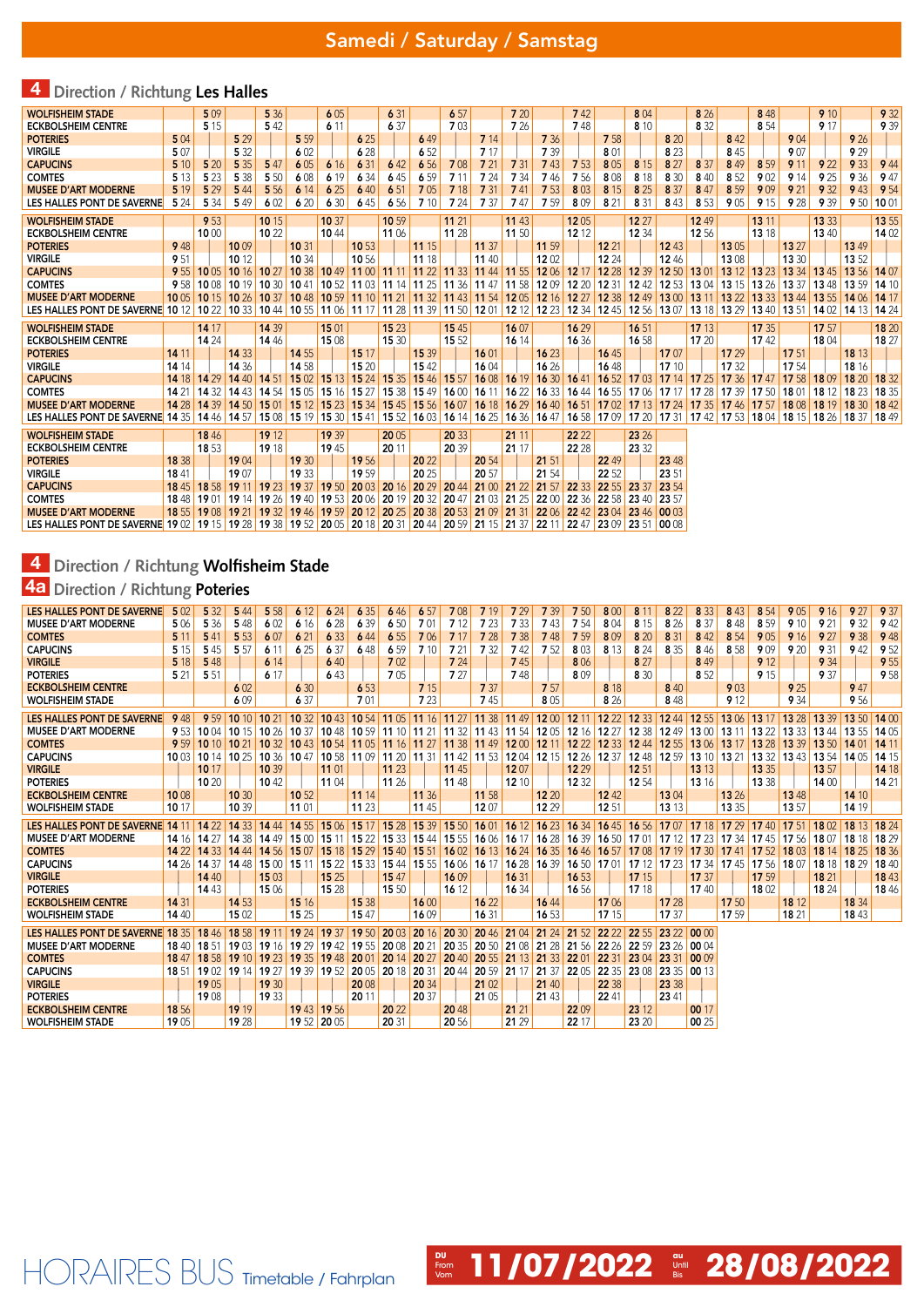# Samedi / Saturday / Samstag

## 4 Direction / Richtung Les Halles

| WOLFISHEIM STADE | | 5 09 | | 5 36 | | 6 05 | | 6 31 | | 6 57 | | 7 20 | | 7 42 | | 8 04 | | 8 26 | | 8 48 | | 9 10 | | 9 32 |
|---|---|---|---|---|---|---|---|---|---|---|---|---|---|---|---|---|---|---|---|---|---|---|---|---|
| ECKBOLSHEIM CENTRE | | 5 15 | | 5 42 | | 6 11 | | 6 37 | | 7 03 | | 7 26 | | 7 48 | | 8 10 | | 8 32 | | 8 54 | | 9 17 | | 9 39 |
| POTERIES | 5 04 | | 5 29 | | 5 59 | | 6 25 | | 6 49 | | 7 14 | | 7 36 | | 7 58 | | 8 20 | | 8 42 | | 9 04 | | 9 26 | |
| VIRGILE | 5 07 | | 5 32 | | 6 02 | | 6 28 | | 6 52 | | 7 17 | | 7 39 | | 8 01 | | 8 23 | | 8 45 | | 9 07 | | 9 29 | |
| CAPUCINS | 5 10 | 5 20 | 5 35 | 5 47 | 6 05 | 6 16 | 6 31 | 6 42 | 6 56 | 7 08 | 7 21 | 7 31 | 7 43 | 7 53 | 8 05 | 8 15 | 8 27 | 8 37 | 8 49 | 8 59 | 9 11 | 9 22 | 9 33 | 9 44 |
| COMTES | 5 13 | 5 23 | 5 38 | 5 50 | 6 08 | 6 19 | 6 34 | 6 45 | 6 59 | 7 11 | 7 24 | 7 34 | 7 46 | 7 56 | 8 08 | 8 18 | 8 30 | 8 40 | 8 52 | 9 02 | 9 14 | 9 25 | 9 36 | 9 47 |
| MUSEE D'ART MODERNE | 5 19 | 5 29 | 5 44 | 5 56 | 6 14 | 6 25 | 6 40 | 6 51 | 7 05 | 7 18 | 7 31 | 7 41 | 7 53 | 8 03 | 8 15 | 8 25 | 8 37 | 8 47 | 8 59 | 9 09 | 9 21 | 9 32 | 9 43 | 9 54 |
| LES HALLES PONT DE SAVERNE | 5 24 | 5 34 | 5 49 | 6 02 | 6 20 | 6 30 | 6 45 | 6 56 | 7 10 | 7 24 | 7 37 | 7 47 | 7 59 | 8 09 | 8 21 | 8 31 | 8 43 | 8 53 | 9 05 | 9 15 | 9 28 | 9 39 | 9 50 | 10 01 |

| WOLFISHEIM STADE | | 9 53 | | 10 15 | | 10 37 | | 10 59 | | 11 21 | | 11 43 | | 12 05 | | 12 27 | | 12 49 | | 13 11 | | 13 33 | | 13 55 |
|---|---|---|---|---|---|---|---|---|---|---|---|---|---|---|---|---|---|---|---|---|---|---|---|---|
| ECKBOLSHEIM CENTRE | | 10 00 | | 10 22 | | 10 44 | | 11 06 | | 11 28 | | 11 50 | | 12 12 | | 12 34 | | 12 56 | | 13 18 | | 13 40 | | 14 02 |
| POTERIES | 9 48 | | 10 09 | | 10 31 | | 10 53 | | 11 15 | | 11 37 | | 11 59 | | 12 21 | | 12 43 | | 13 05 | | 13 27 | | 13 49 | |
| VIRGILE | 9 51 | | 10 12 | | 10 34 | | 10 56 | | 11 18 | | 11 40 | | 12 02 | | 12 24 | | 12 46 | | 13 08 | | 13 30 | | 13 52 | |
| CAPUCINS | 9 55 | 10 05 | 10 16 | 10 27 | 10 38 | 10 49 | 11 00 | 11 11 | 11 22 | 11 33 | 11 44 | 11 55 | 12 06 | 12 17 | 12 28 | 12 39 | 12 50 | 13 01 | 13 12 | 13 23 | 13 34 | 13 45 | 13 56 | 14 07 |
| COMTES | 9 58 | 10 08 | 10 19 | 10 30 | 10 41 | 10 52 | 11 03 | 11 14 | 11 25 | 11 36 | 11 47 | 11 58 | 12 09 | 12 20 | 12 31 | 12 42 | 12 53 | 13 04 | 13 15 | 13 26 | 13 37 | 13 48 | 13 59 | 14 10 |
| MUSEE D'ART MODERNE | 10 05 | 10 15 | 10 26 | 10 37 | 10 48 | 10 59 | 11 10 | 11 21 | 11 32 | 11 43 | 11 54 | 12 05 | 12 16 | 12 27 | 12 38 | 12 49 | 13 00 | 13 11 | 13 22 | 13 33 | 13 44 | 13 55 | 14 06 | 14 17 |
| LES HALLES PONT DE SAVERNE | 10 12 | 10 22 | 10 33 | 10 44 | 10 55 | 11 06 | 11 17 | 11 28 | 11 39 | 11 50 | 12 01 | 12 12 | 12 23 | 12 34 | 12 45 | 12 56 | 13 07 | 13 18 | 13 29 | 13 40 | 13 51 | 14 02 | 14 13 | 14 24 |

| WOLFISHEIM STADE | | 14 17 | | 14 39 | | 15 01 | | 15 23 | | 15 45 | | 16 07 | | 16 29 | | 16 51 | | 17 13 | | 17 35 | | 17 57 | | 18 20 |
|---|---|---|---|---|---|---|---|---|---|---|---|---|---|---|---|---|---|---|---|---|---|---|---|---|
| ECKBOLSHEIM CENTRE | | 14 24 | | 14 46 | | 15 08 | | 15 30 | | 15 52 | | 16 14 | | 16 36 | | 16 58 | | 17 20 | | 17 42 | | 18 04 | | 18 27 |
| POTERIES | 14 11 | | 14 33 | | 14 55 | | 15 17 | | 15 39 | | 16 01 | | 16 23 | | 16 45 | | 17 07 | | 17 29 | | 17 51 | | 18 13 | |
| VIRGILE | 14 14 | | 14 36 | | 14 58 | | 15 20 | | 15 42 | | 16 04 | | 16 26 | | 16 48 | | 17 10 | | 17 32 | | 17 54 | | 18 16 | |
| CAPUCINS | 14 18 | 14 29 | 14 40 | 14 51 | 15 02 | 15 13 | 15 24 | 15 35 | 15 46 | 15 57 | 16 08 | 16 19 | 16 30 | 16 41 | 16 52 | 17 03 | 17 14 | 17 25 | 17 36 | 17 47 | 17 58 | 18 09 | 18 20 | 18 32 |
| COMTES | 14 21 | 14 32 | 14 43 | 14 54 | 15 05 | 15 16 | 15 27 | 15 38 | 15 49 | 16 00 | 16 11 | 16 22 | 16 33 | 16 44 | 16 55 | 17 06 | 17 17 | 17 28 | 17 39 | 17 50 | 18 01 | 18 12 | 18 23 | 18 35 |
| MUSEE D'ART MODERNE | 14 28 | 14 39 | 14 50 | 15 01 | 15 12 | 15 23 | 15 34 | 15 45 | 15 56 | 16 07 | 16 18 | 16 29 | 16 40 | 16 51 | 17 02 | 17 13 | 17 24 | 17 35 | 17 46 | 17 57 | 18 08 | 18 19 | 18 30 | 18 42 |
| LES HALLES PONT DE SAVERNE | 14 35 | 14 46 | 14 57 | 15 08 | 15 19 | 15 30 | 15 41 | 15 52 | 16 03 | 16 14 | 16 25 | 16 36 | 16 47 | 16 58 | 17 09 | 17 20 | 17 31 | 17 42 | 17 53 | 18 04 | 18 15 | 18 26 | 18 37 | 18 49 |

| WOLFISHEIM STADE | | 18 46 | | 19 12 | | 19 39 | | 20 05 | | 20 33 | | 21 11 | | 22 22 | | 23 26 | |
|---|---|---|---|---|---|---|---|---|---|---|---|---|---|---|---|---|---|
| ECKBOLSHEIM CENTRE | | 18 53 | | 19 18 | | 19 45 | | 20 11 | | 20 39 | | 21 17 | | 22 28 | | 23 32 | |
| POTERIES | 18 38 | | 19 04 | | 19 30 | | 19 56 | | 20 22 | | 20 54 | | 21 51 | | 22 49 | | 23 48 |
| VIRGILE | 18 41 | | 19 07 | | 19 33 | | 19 59 | | 20 25 | | 20 57 | | 21 54 | | 22 52 | | 23 51 |
| CAPUCINS | 18 45 | 18 58 | 19 11 | 19 23 | 19 37 | 19 50 | 20 03 | 20 16 | 20 29 | 20 44 | 21 00 | 21 22 | 21 57 | 22 33 | 22 55 | 23 37 | 23 54 |
| COMTES | 18 48 | 19 01 | 19 14 | 19 26 | 19 40 | 19 53 | 20 06 | 20 19 | 20 32 | 20 47 | 21 03 | 21 25 | 22 00 | 22 36 | 22 58 | 23 40 | 23 57 |
| MUSEE D'ART MODERNE | 18 55 | 19 08 | 19 21 | 19 32 | 19 46 | 19 59 | 20 12 | 20 25 | 20 38 | 20 53 | 21 09 | 21 31 | 22 06 | 22 42 | 23 04 | 23 46 | 00 03 |
| LES HALLES PONT DE SAVERNE | 19 02 | 19 15 | 19 28 | 19 38 | 19 52 | 20 05 | 20 18 | 20 31 | 20 44 | 20 59 | 21 15 | 21 37 | 22 11 | 22 47 | 23 09 | 23 51 | 00 08 |

## 4 Direction / Richtung Wolfisheim Stade
## 4a Direction / Richtung Poteries

| LES HALLES PONT DE SAVERNE | 5 02 | 5 32 | 5 44 | 5 58 | 6 12 | 6 24 | 6 35 | 6 46 | 6 57 | 7 08 | 7 19 | 7 29 | 7 39 | 7 50 | 8 00 | 8 11 | 8 22 | 8 33 | 8 43 | 8 54 | 9 05 | 9 16 | 9 27 | 9 37 |
|---|---|---|---|---|---|---|---|---|---|---|---|---|---|---|---|---|---|---|---|---|---|---|---|---|
| MUSEE D'ART MODERNE | 5 06 | 5 36 | 5 48 | 6 02 | 6 16 | 6 28 | 6 39 | 6 50 | 7 01 | 7 12 | 7 23 | 7 33 | 7 43 | 7 54 | 8 04 | 8 15 | 8 26 | 8 37 | 8 48 | 8 59 | 9 10 | 9 21 | 9 32 | 9 42 |
| COMTES | 5 11 | 5 41 | 5 53 | 6 07 | 6 21 | 6 33 | 6 44 | 6 55 | 7 06 | 7 17 | 7 28 | 7 38 | 7 48 | 7 59 | 8 09 | 8 20 | 8 31 | 8 42 | 8 54 | 9 05 | 9 16 | 9 27 | 9 38 | 9 48 |
| CAPUCINS | 5 15 | 5 45 | 5 57 | 6 11 | 6 25 | 6 37 | 6 48 | 6 59 | 7 10 | 7 21 | 7 32 | 7 42 | 7 52 | 8 03 | 8 13 | 8 24 | 8 35 | 8 46 | 8 58 | 9 09 | 9 20 | 9 31 | 9 42 | 9 52 |
| VIRGILE | 5 18 | 5 48 | | 6 14 | | 6 40 | | 7 02 | | 7 24 | | 7 45 | | 8 06 | | 8 27 | | 8 49 | | 9 12 | | 9 34 | | 9 55 |
| POTERIES | 5 21 | 5 51 | | 6 17 | | 6 43 | | 7 05 | | 7 27 | | 7 48 | | 8 09 | | 8 30 | | 8 52 | | 9 15 | | 9 37 | | 9 58 |
| ECKBOLSHEIM CENTRE | | | 6 02 | | 6 30 | | 6 53 | | 7 15 | | 7 37 | | 7 57 | | 8 18 | | 8 40 | | 9 03 | | 9 25 | | 9 47 | |
| WOLFISHEIM STADE | | | 6 09 | | 6 37 | | 7 01 | | 7 23 | | 7 45 | | 8 05 | | 8 26 | | 8 48 | | 9 12 | | 9 34 | | 9 56 | |

| LES HALLES PONT DE SAVERNE | 9 48 | 9 59 | 10 10 | 10 21 | 10 32 | 10 43 | 10 54 | 11 05 | 11 16 | 11 27 | 11 38 | 11 49 | 12 00 | 12 11 | 12 22 | 12 33 | 12 44 | 12 55 | 13 06 | 13 17 | 13 28 | 13 39 | 13 50 | 14 00 |
|---|---|---|---|---|---|---|---|---|---|---|---|---|---|---|---|---|---|---|---|---|---|---|---|---|
| MUSEE D'ART MODERNE | 9 53 | 10 04 | 10 15 | 10 26 | 10 37 | 10 48 | 10 59 | 11 10 | 11 21 | 11 32 | 11 43 | 11 54 | 12 05 | 12 16 | 12 27 | 12 38 | 12 49 | 13 00 | 13 11 | 13 22 | 13 33 | 13 44 | 13 55 | 14 05 |
| COMTES | 9 59 | 10 10 | 10 21 | 10 32 | 10 43 | 10 54 | 11 05 | 11 16 | 11 27 | 11 38 | 11 49 | 12 00 | 12 11 | 12 22 | 12 33 | 12 44 | 12 55 | 13 06 | 13 17 | 13 28 | 13 39 | 13 50 | 14 01 | 14 11 |
| CAPUCINS | 10 03 | 10 14 | 10 25 | 10 36 | 10 47 | 10 58 | 11 09 | 11 20 | 11 31 | 11 42 | 11 53 | 12 04 | 12 15 | 12 26 | 12 37 | 12 48 | 12 59 | 13 10 | 13 21 | 13 32 | 13 43 | 13 54 | 14 05 | 14 15 |
| VIRGILE | | 10 17 | | 10 39 | | 11 01 | | 11 23 | | 11 45 | | 12 07 | | 12 29 | | 12 51 | | 13 13 | | 13 35 | | 13 57 | | 14 18 |
| POTERIES | | 10 20 | | 10 42 | | 11 04 | | 11 26 | | 11 48 | | 12 10 | | 12 32 | | 12 54 | | 13 16 | | 13 38 | | 14 00 | | 14 21 |
| ECKBOLSHEIM CENTRE | 10 08 | | 10 30 | | 10 52 | | 11 14 | | 11 36 | | 11 58 | | 12 20 | | 12 42 | | 13 04 | | 13 26 | | 13 48 | | 14 10 | |
| WOLFISHEIM STADE | 10 17 | | 10 39 | | 11 01 | | 11 23 | | 11 45 | | 12 07 | | 12 29 | | 12 51 | | 13 13 | | 13 35 | | 13 57 | | 14 19 | |

| LES HALLES PONT DE SAVERNE | 14 11 | 14 22 | 14 33 | 14 44 | 14 55 | 15 06 | 15 17 | 15 28 | 15 39 | 15 50 | 16 01 | 16 12 | 16 23 | 16 34 | 16 45 | 16 56 | 17 07 | 17 18 | 17 29 | 17 40 | 17 51 | 18 02 | 18 13 | 18 24 |
|---|---|---|---|---|---|---|---|---|---|---|---|---|---|---|---|---|---|---|---|---|---|---|---|---|
| MUSEE D'ART MODERNE | 14 16 | 14 27 | 14 38 | 14 49 | 15 00 | 15 11 | 15 22 | 15 33 | 15 44 | 15 55 | 16 06 | 16 17 | 16 28 | 16 39 | 16 50 | 17 01 | 17 12 | 17 23 | 17 34 | 17 45 | 17 56 | 18 07 | 18 18 | 18 29 |
| COMTES | 14 22 | 14 33 | 14 44 | 14 56 | 15 07 | 15 18 | 15 29 | 15 40 | 15 51 | 16 02 | 16 13 | 16 24 | 16 35 | 16 46 | 16 57 | 17 08 | 17 19 | 17 30 | 17 41 | 17 52 | 18 03 | 18 14 | 18 25 | 18 36 |
| CAPUCINS | 14 26 | 14 37 | 14 48 | 15 00 | 15 11 | 15 22 | 15 33 | 15 44 | 15 55 | 16 06 | 16 17 | 16 28 | 16 39 | 16 50 | 17 01 | 17 12 | 17 23 | 17 34 | 17 45 | 17 56 | 18 07 | 18 18 | 18 29 | 18 40 |
| VIRGILE | | 14 40 | | 15 03 | | 15 25 | | 15 47 | | 16 09 | | 16 31 | | 16 53 | | 17 15 | | 17 37 | | 17 59 | | 18 21 | | 18 43 |
| POTERIES | | 14 43 | | 15 06 | | 15 28 | | 15 50 | | 16 12 | | 16 34 | | 16 56 | | 17 18 | | 17 40 | | 18 02 | | 18 24 | | 18 46 |
| ECKBOLSHEIM CENTRE | 14 31 | | 14 53 | | 15 16 | | 15 38 | | 16 00 | | 16 22 | | 16 44 | | 17 06 | | 17 28 | | 17 50 | | 18 12 | | 18 34 | |
| WOLFISHEIM STADE | 14 40 | | 15 02 | | 15 25 | | 15 47 | | 16 09 | | 16 31 | | 16 53 | | 17 15 | | 17 37 | | 17 59 | | 18 21 | | 18 43 | |

| LES HALLES PONT DE SAVERNE | 18 35 | 18 46 | 18 58 | 19 11 | 19 24 | 19 37 | 19 50 | 20 03 | 20 16 | 20 30 | 20 46 | 21 04 | 21 24 | 21 52 | 22 22 | 22 55 | 23 22 | 00 00 |
|---|---|---|---|---|---|---|---|---|---|---|---|---|---|---|---|---|---|---|
| MUSEE D'ART MODERNE | 18 40 | 18 51 | 19 03 | 19 16 | 19 29 | 19 42 | 19 55 | 20 08 | 20 21 | 20 35 | 20 50 | 21 08 | 21 28 | 21 56 | 22 26 | 22 59 | 23 26 | 00 04 |
| COMTES | 18 47 | 18 58 | 19 10 | 19 23 | 19 35 | 19 48 | 20 01 | 20 14 | 20 27 | 20 40 | 20 55 | 21 13 | 21 33 | 22 01 | 22 31 | 23 04 | 23 31 | 00 09 |
| CAPUCINS | 18 51 | 19 02 | 19 14 | 19 27 | 19 39 | 19 52 | 20 05 | 20 18 | 20 31 | 20 44 | 20 59 | 21 17 | 21 37 | 22 05 | 22 35 | 23 08 | 23 35 | 00 13 |
| VIRGILE | | 19 05 | | 19 30 | | | 20 08 | | 20 34 | | 21 02 | | 21 40 | | 22 38 | | 23 38 | |
| POTERIES | | 19 08 | | 19 33 | | | 20 11 | | 20 37 | | 21 05 | | 21 43 | | 22 41 | | 23 41 | |
| ECKBOLSHEIM CENTRE | 18 56 | | 19 19 | | 19 43 | 19 56 | | 20 22 | | 20 48 | | 21 21 | | 22 09 | | 23 12 | | 00 17 |
| WOLFISHEIM STADE | 19 05 | | 19 28 | | 19 52 | 20 05 | | 20 31 | | 20 56 | | 21 29 | | 22 17 | | 23 20 | | 00 25 |

HORAIRES BUS Timetable / Fahrplan — DU / From / Vom 11/07/2022 AU / Until / Bis 28/08/2022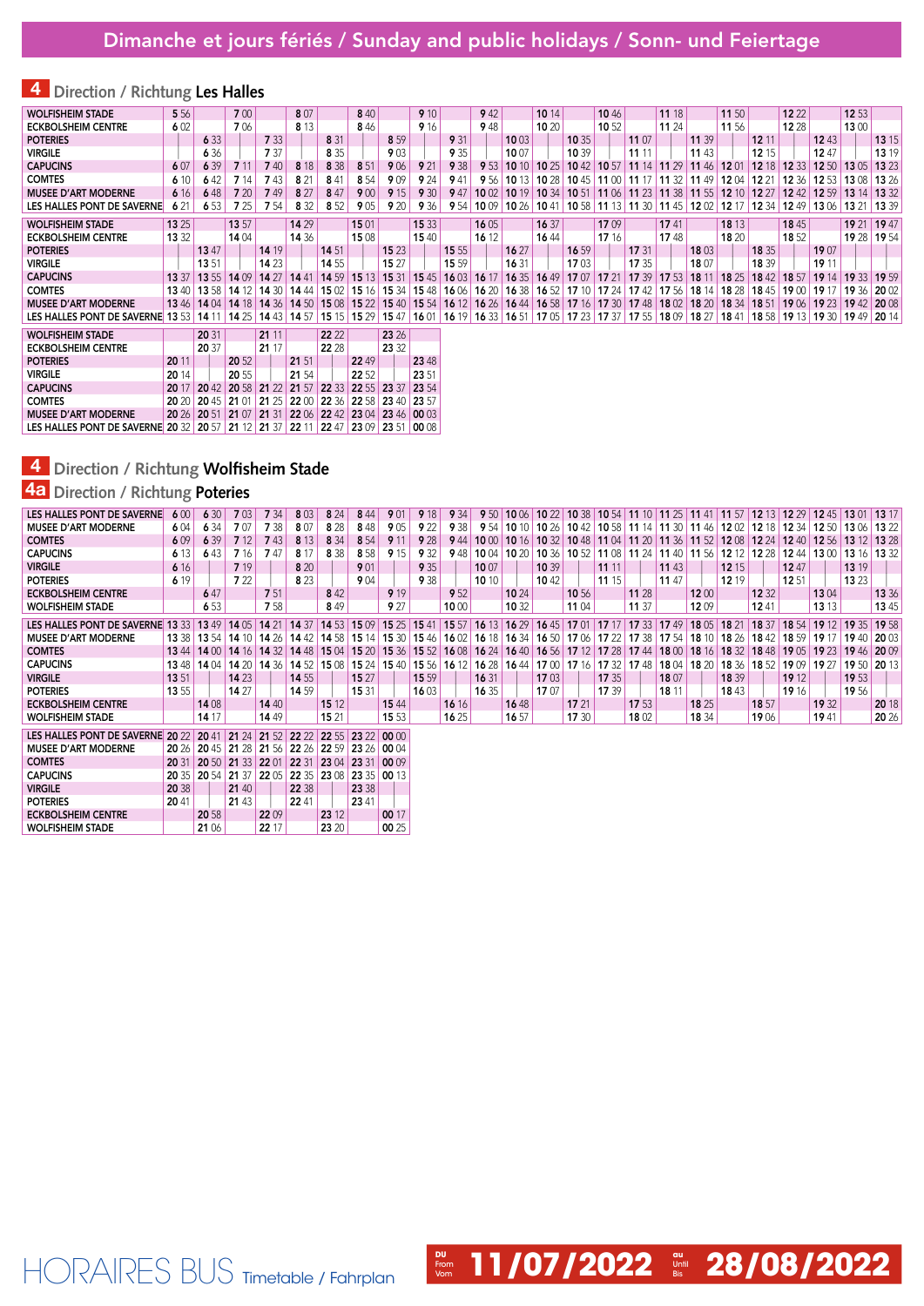# Dimanche et jours fériés / Sunday and public holidays / Sonn- und Feiertage

## 4 Direction / Richtung Les Halles

| | | | | | | | | | | | | | | | | | | | | | | | | |
|---|---|---|---|---|---|---|---|---|---|---|---|---|---|---|---|---|---|---|---|---|---|---|---|---|
| WOLFISHEIM STADE | 5 56 | | 7 00 | | 8 07 | | 8 40 | | 9 10 | | 9 42 | | 10 14 | | 10 46 | | 11 18 | | 11 50 | | 12 22 | | 12 53 | |
| ECKBOLSHEIM CENTRE | 6 02 | | 7 06 | | 8 13 | | 8 46 | | 9 16 | | 9 48 | | 10 20 | | 10 52 | | 11 24 | | 11 56 | | 12 28 | | 13 00 | |
| POTERIES | | 6 33 | | 7 33 | | 8 31 | | 8 59 | | 9 31 | | 10 03 | | 10 35 | | 11 07 | | 11 39 | | 12 11 | | 12 43 | | 13 15 |
| VIRGILE | | 6 36 | | 7 37 | | 8 35 | | 9 03 | | 9 35 | | 10 07 | | 10 39 | | 11 11 | | 11 43 | | 12 15 | | 12 47 | | 13 19 |
| CAPUCINS | 6 07 | 6 39 | 7 11 | 7 40 | 8 18 | 8 38 | 8 51 | 9 06 | 9 21 | 9 38 | 9 53 | 10 10 | 10 25 | 10 42 | 10 57 | 11 14 | 11 29 | 11 46 | 12 01 | 12 18 | 12 33 | 12 50 | 13 05 | 13 23 |
| COMTES | 6 10 | 6 42 | 7 14 | 7 43 | 8 21 | 8 41 | 8 54 | 9 09 | 9 24 | 9 41 | 9 56 | 10 13 | 10 28 | 10 45 | 11 00 | 11 17 | 11 32 | 11 49 | 12 04 | 12 21 | 12 36 | 12 53 | 13 08 | 13 26 |
| MUSEE D'ART MODERNE | 6 16 | 6 48 | 7 20 | 7 49 | 8 27 | 8 47 | 9 00 | 9 15 | 9 30 | 9 47 | 10 02 | 10 19 | 10 34 | 10 51 | 11 06 | 11 23 | 11 38 | 11 55 | 12 10 | 12 27 | 12 42 | 12 59 | 13 14 | 13 32 |
| LES HALLES PONT DE SAVERNE | 6 21 | 6 53 | 7 25 | 7 54 | 8 32 | 8 52 | 9 05 | 9 20 | 9 36 | 9 54 | 10 09 | 10 26 | 10 41 | 10 58 | 11 13 | 11 30 | 11 45 | 12 02 | 12 17 | 12 34 | 12 49 | 13 06 | 13 21 | 13 39 |

| | | | | | | | | | | | | | | | | | | | | | | | | |
|---|---|---|---|---|---|---|---|---|---|---|---|---|---|---|---|---|---|---|---|---|---|---|---|---|
| WOLFISHEIM STADE | 13 25 | | 13 57 | | 14 29 | | 15 01 | | 15 33 | | 16 05 | | 16 37 | | 17 09 | | 17 41 | | 18 13 | | 18 45 | | 19 21 | 19 47 |
| ECKBOLSHEIM CENTRE | 13 32 | | 14 04 | | 14 36 | | 15 08 | | 15 40 | | 16 12 | | 16 44 | | 17 16 | | 17 48 | | 18 20 | | 18 52 | | 19 28 | 19 54 |
| POTERIES | | 13 47 | | 14 19 | | 14 51 | | 15 23 | | 15 55 | | 16 27 | | 16 59 | | 17 31 | | 18 03 | | 18 35 | | 19 07 | | |
| VIRGILE | | 13 51 | | 14 23 | | 14 55 | | 15 27 | | 15 59 | | 16 31 | | 17 03 | | 17 35 | | 18 07 | | 18 39 | | 19 11 | | |
| CAPUCINS | 13 37 | 13 55 | 14 09 | 14 27 | 14 41 | 14 59 | 15 13 | 15 31 | 15 45 | 16 03 | 16 17 | 16 35 | 16 49 | 17 07 | 17 21 | 17 39 | 17 53 | 18 11 | 18 25 | 18 42 | 18 57 | 19 14 | 19 33 | 19 59 |
| COMTES | 13 40 | 13 58 | 14 12 | 14 30 | 14 44 | 15 02 | 15 16 | 15 34 | 15 48 | 16 06 | 16 20 | 16 38 | 16 52 | 17 10 | 17 24 | 17 42 | 17 56 | 18 14 | 18 28 | 18 45 | 19 00 | 19 17 | 19 36 | 20 02 |
| MUSEE D'ART MODERNE | 13 46 | 14 04 | 14 18 | 14 36 | 14 50 | 15 08 | 15 22 | 15 40 | 15 54 | 16 12 | 16 26 | 16 44 | 16 58 | 17 16 | 17 30 | 17 48 | 18 02 | 18 20 | 18 34 | 18 51 | 19 06 | 19 23 | 19 42 | 20 08 |
| LES HALLES PONT DE SAVERNE | 13 53 | 14 11 | 14 25 | 14 43 | 14 57 | 15 15 | 15 29 | 15 47 | 16 01 | 16 19 | 16 33 | 16 51 | 17 05 | 17 23 | 17 37 | 17 55 | 18 09 | 18 27 | 18 41 | 18 58 | 19 13 | 19 30 | 19 49 | 20 14 |

| | | | | | | | | | |
|---|---|---|---|---|---|---|---|---|---|
| WOLFISHEIM STADE | | 20 31 | | 21 11 | | 22 22 | | 23 26 | |
| ECKBOLSHEIM CENTRE | | 20 37 | | 21 17 | | 22 28 | | 23 32 | |
| POTERIES | 20 11 | | 20 52 | | 21 51 | | 22 49 | | 23 48 |
| VIRGILE | 20 14 | | 20 55 | | 21 54 | | 22 52 | | 23 51 |
| CAPUCINS | 20 17 | 20 42 | 20 58 | 21 22 | 21 57 | 22 33 | 22 55 | 23 37 | 23 54 |
| COMTES | 20 20 | 20 45 | 21 01 | 21 25 | 22 00 | 22 36 | 22 58 | 23 40 | 23 57 |
| MUSEE D'ART MODERNE | 20 26 | 20 51 | 21 07 | 21 31 | 22 06 | 22 42 | 23 04 | 23 46 | 00 03 |
| LES HALLES PONT DE SAVERNE | 20 32 | 20 57 | 21 12 | 21 37 | 22 11 | 22 47 | 23 09 | 23 51 | 00 08 |

## 4 Direction / Richtung Wolfisheim Stade
## 4a Direction / Richtung Poteries

| | | | | | | | | | | | | | | | | | | | | | | | | |
|---|---|---|---|---|---|---|---|---|---|---|---|---|---|---|---|---|---|---|---|---|---|---|---|---|
| LES HALLES PONT DE SAVERNE | 6 00 | 6 30 | 7 03 | 7 34 | 8 03 | 8 24 | 8 44 | 9 01 | 9 18 | 9 34 | 9 50 | 10 06 | 10 22 | 10 38 | 10 54 | 11 10 | 11 25 | 11 41 | 11 57 | 12 13 | 12 29 | 12 45 | 13 01 | 13 17 |
| MUSEE D'ART MODERNE | 6 04 | 6 34 | 7 07 | 7 38 | 8 07 | 8 28 | 8 48 | 9 05 | 9 22 | 9 38 | 9 54 | 10 10 | 10 26 | 10 42 | 10 58 | 11 14 | 11 30 | 11 46 | 12 02 | 12 18 | 12 34 | 12 50 | 13 06 | 13 22 |
| COMTES | 6 09 | 6 39 | 7 12 | 7 43 | 8 13 | 8 34 | 8 54 | 9 11 | 9 28 | 9 44 | 10 00 | 10 16 | 10 32 | 10 48 | 11 04 | 11 20 | 11 36 | 11 52 | 12 08 | 12 24 | 12 40 | 12 56 | 13 12 | 13 28 |
| CAPUCINS | 6 13 | 6 43 | 7 16 | 7 47 | 8 17 | 8 38 | 8 58 | 9 15 | 9 32 | 9 48 | 10 04 | 10 20 | 10 36 | 10 52 | 11 08 | 11 24 | 11 40 | 11 56 | 12 12 | 12 28 | 12 44 | 13 00 | 13 16 | 13 32 |
| VIRGILE | 6 16 | | 7 19 | | 8 20 | | 9 01 | | 9 35 | | 10 07 | | 10 39 | | 11 11 | | 11 43 | | 12 15 | | 12 47 | | 13 19 | |
| POTERIES | 6 19 | | 7 22 | | 8 23 | | 9 04 | | 9 38 | | 10 10 | | 10 42 | | 11 15 | | 11 47 | | 12 19 | | 12 51 | | 13 23 | |
| ECKBOLSHEIM CENTRE | | 6 47 | | 7 51 | | 8 42 | | 9 19 | | 9 52 | | 10 24 | | 10 56 | | 11 28 | | 12 00 | | 12 32 | | 13 04 | | 13 36 |
| WOLFISHEIM STADE | | 6 53 | | 7 58 | | 8 49 | | 9 27 | | 10 00 | | 10 32 | | 11 04 | | 11 37 | | 12 09 | | 12 41 | | 13 13 | | 13 45 |

| | | | | | | | | | | | | | | | | | | | | | | | | |
|---|---|---|---|---|---|---|---|---|---|---|---|---|---|---|---|---|---|---|---|---|---|---|---|---|
| LES HALLES PONT DE SAVERNE | 13 33 | 13 49 | 14 05 | 14 21 | 14 37 | 14 53 | 15 09 | 15 25 | 15 41 | 15 57 | 16 13 | 16 29 | 16 45 | 17 01 | 17 17 | 17 33 | 17 49 | 18 05 | 18 21 | 18 37 | 18 54 | 19 12 | 19 35 | 19 58 |
| MUSEE D'ART MODERNE | 13 38 | 13 54 | 14 10 | 14 26 | 14 42 | 14 58 | 15 14 | 15 30 | 15 46 | 16 02 | 16 18 | 16 34 | 16 50 | 17 06 | 17 22 | 17 38 | 17 54 | 18 10 | 18 26 | 18 42 | 18 59 | 19 17 | 19 40 | 20 03 |
| COMTES | 13 44 | 14 00 | 14 16 | 14 32 | 14 48 | 15 04 | 15 20 | 15 36 | 15 52 | 16 08 | 16 24 | 16 40 | 16 56 | 17 12 | 17 28 | 17 44 | 18 00 | 18 16 | 18 32 | 18 48 | 19 05 | 19 23 | 19 46 | 20 09 |
| CAPUCINS | 13 48 | 14 04 | 14 20 | 14 36 | 14 52 | 15 08 | 15 24 | 15 40 | 15 56 | 16 12 | 16 28 | 16 44 | 17 00 | 17 16 | 17 32 | 17 48 | 18 04 | 18 20 | 18 36 | 18 52 | 19 09 | 19 27 | 19 50 | 20 13 |
| VIRGILE | 13 51 | | 14 23 | | 14 55 | | 15 27 | | 15 59 | | 16 31 | | 17 03 | | 17 35 | | 18 07 | | 18 39 | | 19 12 | | 19 53 | |
| POTERIES | 13 55 | | 14 27 | | 14 59 | | 15 31 | | 16 03 | | 16 35 | | 17 07 | | 17 39 | | 18 11 | | 18 43 | | 19 16 | | 19 56 | |
| ECKBOLSHEIM CENTRE | | 14 08 | | 14 40 | | 15 12 | | 15 44 | | 16 16 | | 16 48 | | 17 21 | | 17 53 | | 18 25 | | 18 57 | | 19 32 | | 20 18 |
| WOLFISHEIM STADE | | 14 17 | | 14 49 | | 15 21 | | 15 53 | | 16 25 | | 16 57 | | 17 30 | | 18 02 | | 18 34 | | 19 06 | | 19 41 | | 20 26 |

| | | | | | | | | |
|---|---|---|---|---|---|---|---|---|
| LES HALLES PONT DE SAVERNE | 20 22 | 20 41 | 21 24 | 21 52 | 22 22 | 22 55 | 23 22 | 00 00 |
| MUSEE D'ART MODERNE | 20 26 | 20 45 | 21 28 | 21 56 | 22 26 | 22 59 | 23 26 | 00 04 |
| COMTES | 20 31 | 20 50 | 21 33 | 22 01 | 22 31 | 23 04 | 23 31 | 00 09 |
| CAPUCINS | 20 35 | 20 54 | 21 37 | 22 05 | 22 35 | 23 08 | 23 35 | 00 13 |
| VIRGILE | 20 38 | | 21 40 | | 22 38 | | 23 38 | |
| POTERIES | 20 41 | | 21 43 | | 22 41 | | 23 41 | |
| ECKBOLSHEIM CENTRE | | 20 58 | | 22 09 | | 23 12 | | 00 17 |
| WOLFISHEIM STADE | | 21 06 | | 22 17 | | 23 20 | | 00 25 |

HORAIRES BUS Timetable / Fahrplan

DU / From / Vom 11/07/2022 au / Until / Bis 28/08/2022